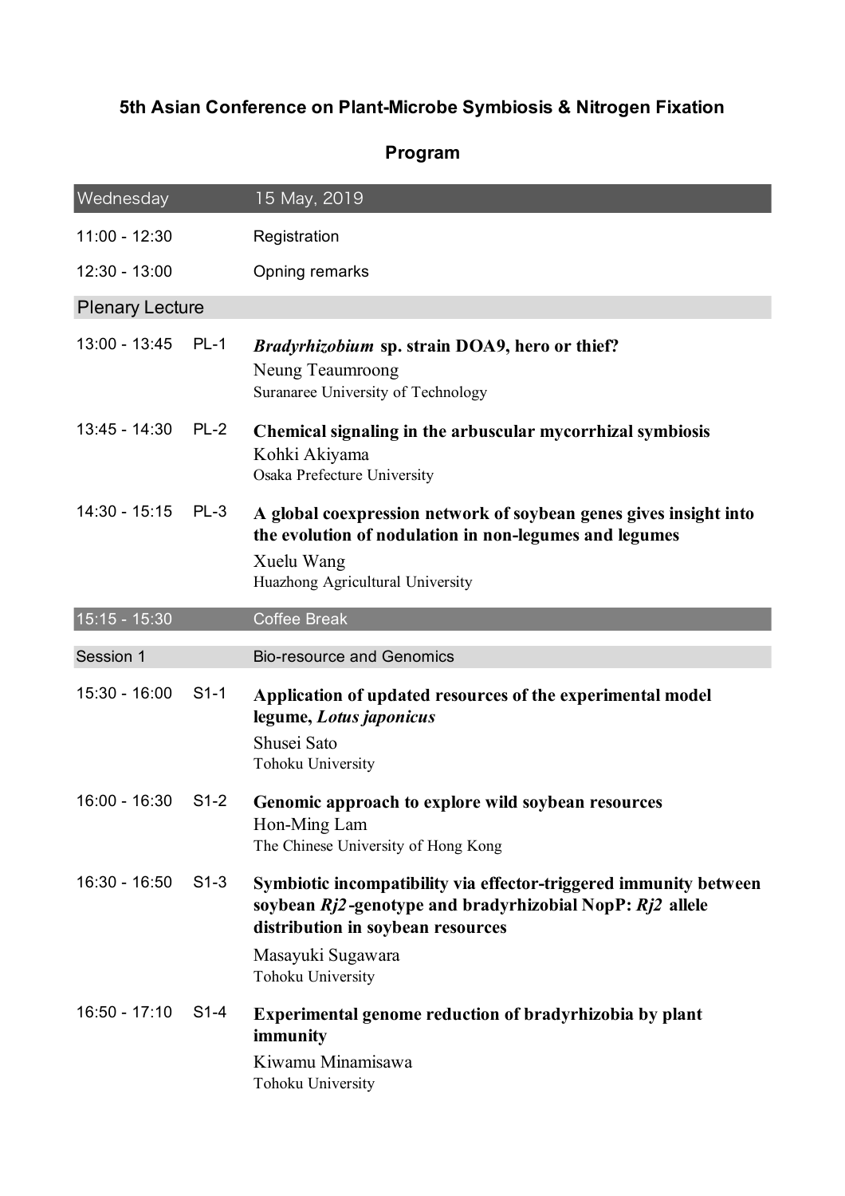# 5th Asian Conference on Plant-Microbe Symbiosis & Nitrogen Fixation

## Program

| Wednesday | | 15 May, 2019 |
|---|---|---|
| 11:00 - 12:30 | | Registration |
| 12:30 - 13:00 | | Opning remarks |
| **Plenary Lecture** | | |
| 13:00 - 13:45 | PL-1 | ***Bradyrhizobium* sp. strain DOA9, hero or thief?**<br>Neung Teaumroong<br>Suranaree University of Technology |
| 13:45 - 14:30 | PL-2 | **Chemical signaling in the arbuscular mycorrhizal symbiosis**<br>Kohki Akiyama<br>Osaka Prefecture University |
| 14:30 - 15:15 | PL-3 | **A global coexpression network of soybean genes gives insight into the evolution of nodulation in non-legumes and legumes**<br>Xuelu Wang<br>Huazhong Agricultural University |
| 15:15 - 15:30 | | Coffee Break |
| Session 1 | | Bio-resource and Genomics |
| 15:30 - 16:00 | S1-1 | **Application of updated resources of the experimental model legume, *Lotus japonicus***<br>Shusei Sato<br>Tohoku University |
| 16:00 - 16:30 | S1-2 | **Genomic approach to explore wild soybean resources**<br>Hon-Ming Lam<br>The Chinese University of Hong Kong |
| 16:30 - 16:50 | S1-3 | **Symbiotic incompatibility via effector-triggered immunity between soybean *Rj2*-genotype and bradyrhizobial NopP: *Rj2* allele distribution in soybean resources**<br>Masayuki Sugawara<br>Tohoku University |
| 16:50 - 17:10 | S1-4 | **Experimental genome reduction of bradyrhizobia by plant immunity**<br>Kiwamu Minamisawa<br>Tohoku University |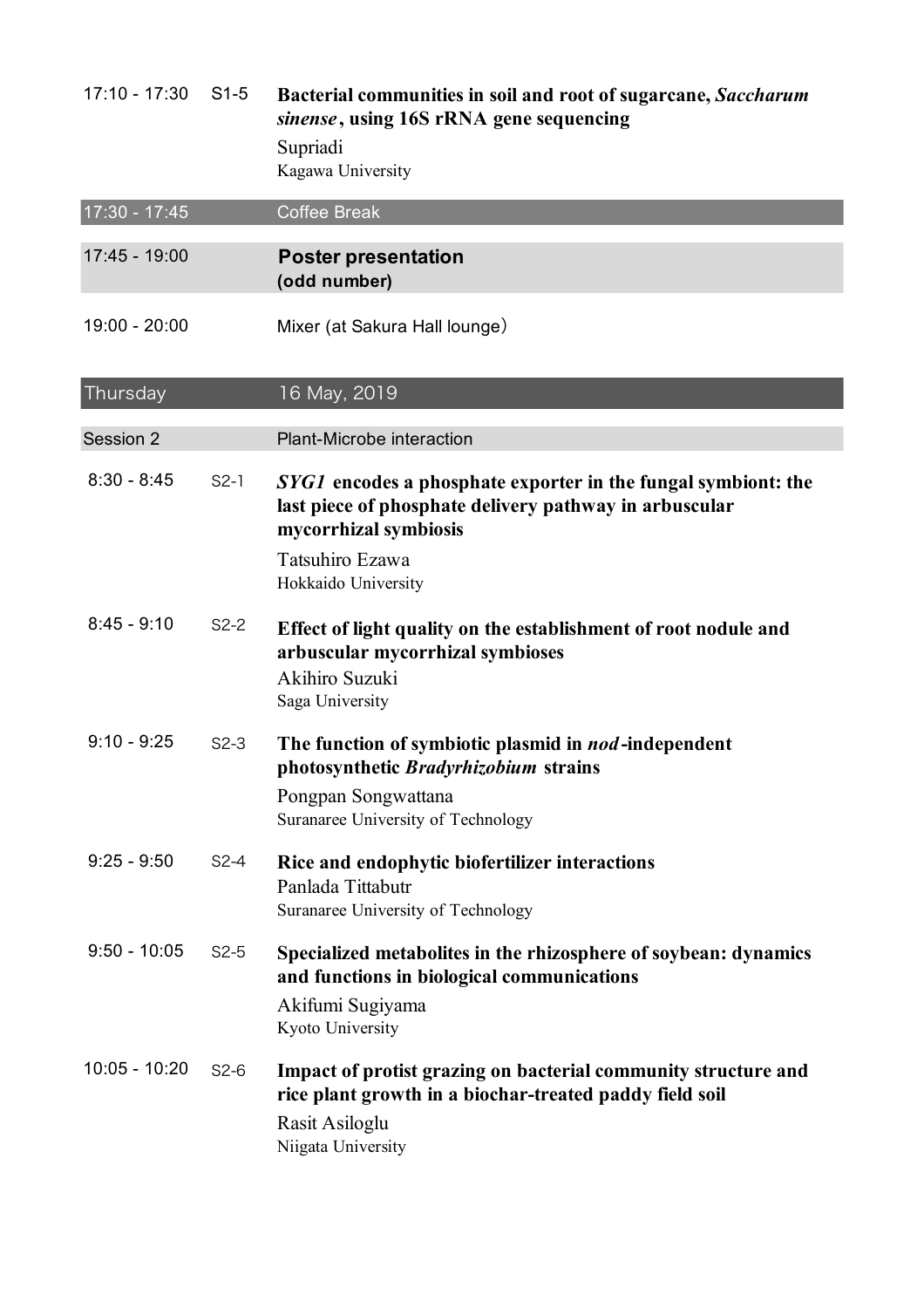| Time | No. | Program |
| --- | --- | --- |
| 17:10 - 17:30 | S1-5 | **Bacterial communities in soil and root of sugarcane, *Saccharum sinense*, using 16S rRNA gene sequencing**<br>Supriadi<br>Kagawa University |
| 17:30 - 17:45 | | Coffee Break |
| 17:45 - 19:00 | | **Poster presentation (odd number)** |
| 19:00 - 20:00 | | Mixer (at Sakura Hall lounge) |

## Thursday 16 May, 2019

### Session 2 Plant-Microbe interaction

| Time | No. | Program |
| --- | --- | --- |
| 8:30 - 8:45 | S2-1 | ***SYG1* encodes a phosphate exporter in the fungal symbiont: the last piece of phosphate delivery pathway in arbuscular mycorrhizal symbiosis**<br>Tatsuhiro Ezawa<br>Hokkaido University |
| 8:45 - 9:10 | S2-2 | **Effect of light quality on the establishment of root nodule and arbuscular mycorrhizal symbioses**<br>Akihiro Suzuki<br>Saga University |
| 9:10 - 9:25 | S2-3 | **The function of symbiotic plasmid in *nod*-independent photosynthetic *Bradyrhizobium* strains**<br>Pongpan Songwattana<br>Suranaree University of Technology |
| 9:25 - 9:50 | S2-4 | **Rice and endophytic biofertilizer interactions**<br>Panlada Tittabutr<br>Suranaree University of Technology |
| 9:50 - 10:05 | S2-5 | **Specialized metabolites in the rhizosphere of soybean: dynamics and functions in biological communications**<br>Akifumi Sugiyama<br>Kyoto University |
| 10:05 - 10:20 | S2-6 | **Impact of protist grazing on bacterial community structure and rice plant growth in a biochar-treated paddy field soil**<br>Rasit Asiloglu<br>Niigata University |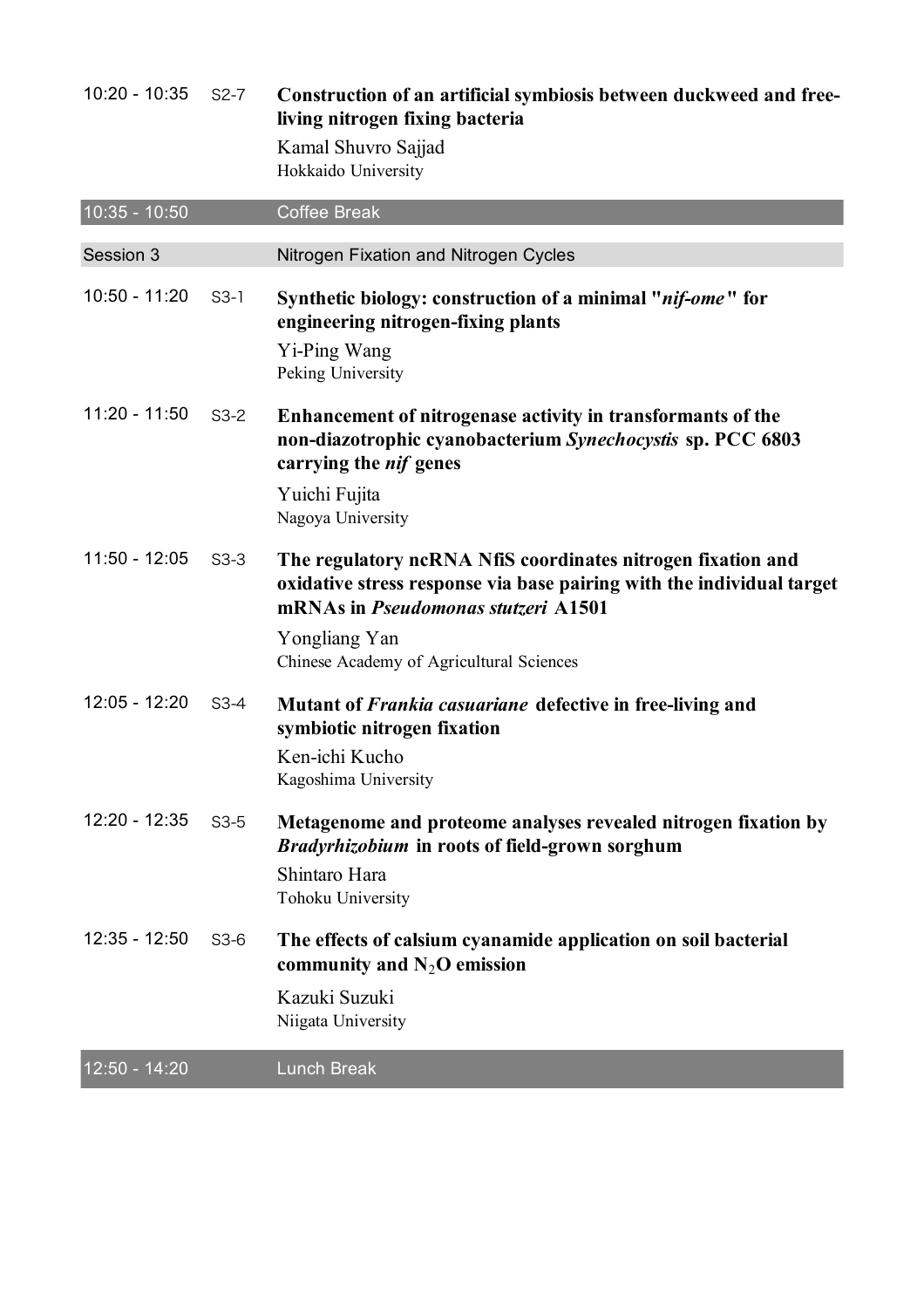| | | |
|---|---|---|
| 10:20 - 10:35 | S2-7 | **Construction of an artificial symbiosis between duckweed and free-living nitrogen fixing bacteria**<br>Kamal Shuvro Sajjad<br>Hokkaido University |
| 10:35 - 10:50 | | Coffee Break |

## Session 3 — Nitrogen Fixation and Nitrogen Cycles

| | | |
|---|---|---|
| 10:50 - 11:20 | S3-1 | **Synthetic biology: construction of a minimal "*nif-ome*" for engineering nitrogen-fixing plants**<br>Yi-Ping Wang<br>Peking University |
| 11:20 - 11:50 | S3-2 | **Enhancement of nitrogenase activity in transformants of the non-diazotrophic cyanobacterium *Synechocystis* sp. PCC 6803 carrying the *nif* genes**<br>Yuichi Fujita<br>Nagoya University |
| 11:50 - 12:05 | S3-3 | **The regulatory ncRNA NfiS coordinates nitrogen fixation and oxidative stress response via base pairing with the individual target mRNAs in *Pseudomonas stutzeri* A1501**<br>Yongliang Yan<br>Chinese Academy of Agricultural Sciences |
| 12:05 - 12:20 | S3-4 | **Mutant of *Frankia casuariane* defective in free-living and symbiotic nitrogen fixation**<br>Ken-ichi Kucho<br>Kagoshima University |
| 12:20 - 12:35 | S3-5 | **Metagenome and proteome analyses revealed nitrogen fixation by *Bradyrhizobium* in roots of field-grown sorghum**<br>Shintaro Hara<br>Tohoku University |
| 12:35 - 12:50 | S3-6 | **The effects of calsium cyanamide application on soil bacterial community and $N_2O$ emission**<br>Kazuki Suzuki<br>Niigata University |
| 12:50 - 14:20 | | Lunch Break |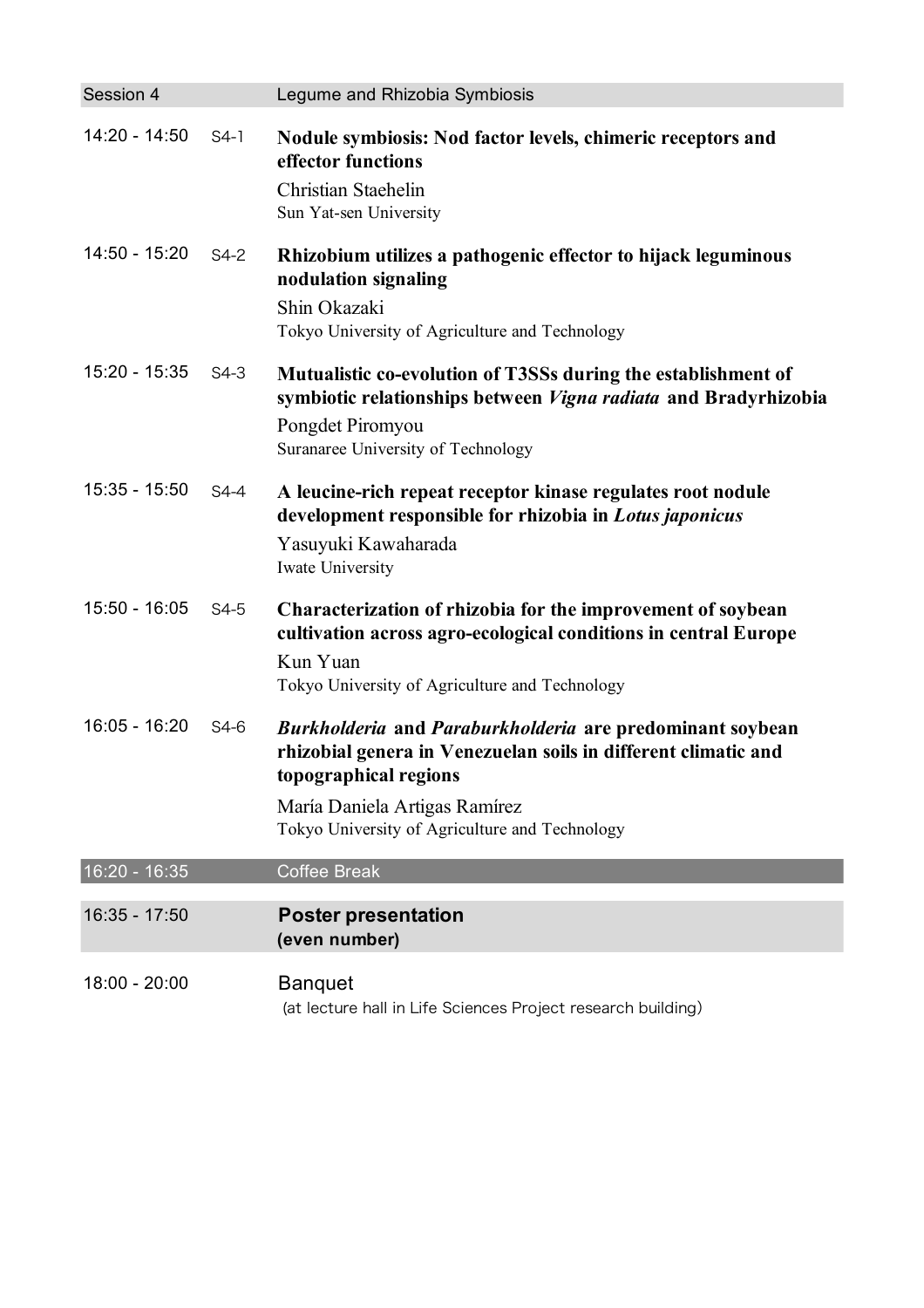| Session 4 | | Legume and Rhizobia Symbiosis |
|---|---|---|
| 14:20 - 14:50 | S4-1 | **Nodule symbiosis: Nod factor levels, chimeric receptors and effector functions**<br>Christian Staehelin<br>Sun Yat-sen University |
| 14:50 - 15:20 | S4-2 | **Rhizobium utilizes a pathogenic effector to hijack leguminous nodulation signaling**<br>Shin Okazaki<br>Tokyo University of Agriculture and Technology |
| 15:20 - 15:35 | S4-3 | **Mutualistic co-evolution of T3SSs during the establishment of symbiotic relationships between *Vigna radiata* and Bradyrhizobia**<br>Pongdet Piromyou<br>Suranaree University of Technology |
| 15:35 - 15:50 | S4-4 | **A leucine-rich repeat receptor kinase regulates root nodule development responsible for rhizobia in *Lotus japonicus***<br>Yasuyuki Kawaharada<br>Iwate University |
| 15:50 - 16:05 | S4-5 | **Characterization of rhizobia for the improvement of soybean cultivation across agro-ecological conditions in central Europe**<br>Kun Yuan<br>Tokyo University of Agriculture and Technology |
| 16:05 - 16:20 | S4-6 | ***Burkholderia* and *Paraburkholderia* are predominant soybean rhizobial genera in Venezuelan soils in different climatic and topographical regions**<br>María Daniela Artigas Ramírez<br>Tokyo University of Agriculture and Technology |
| 16:20 - 16:35 | | Coffee Break |
| 16:35 - 17:50 | | **Poster presentation (even number)** |
| 18:00 - 20:00 | | Banquet<br>(at lecture hall in Life Sciences Project research building) |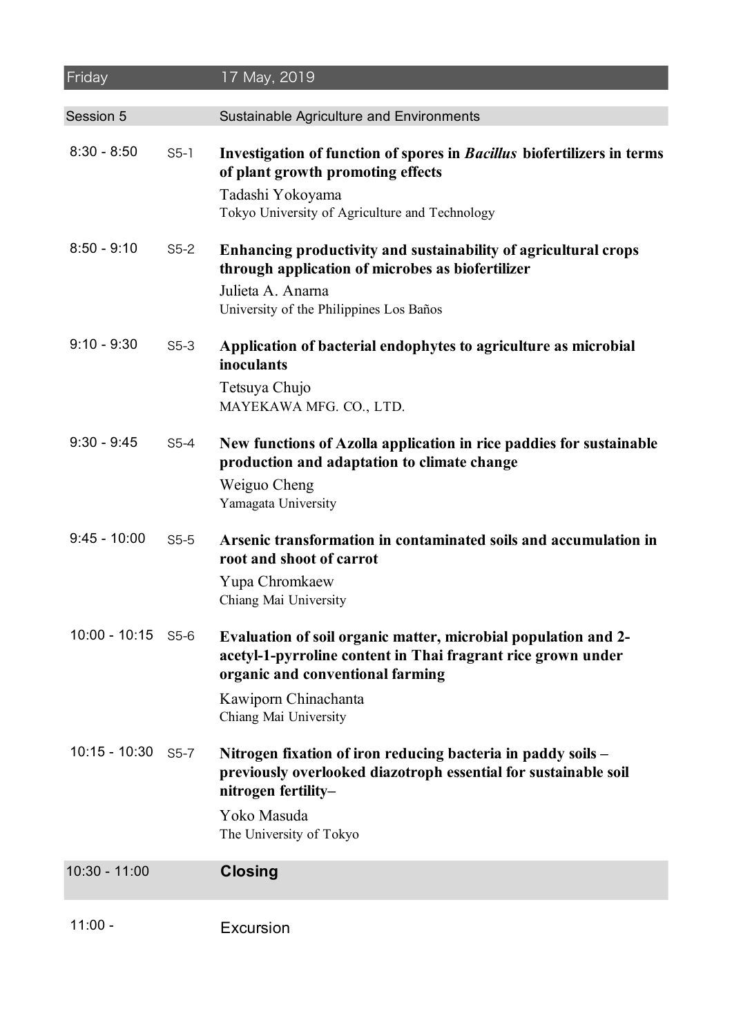## Friday 17 May, 2019

### Session 5 Sustainable Agriculture and Environments

| | | |
|---|---|---|
| 8:30 - 8:50 | S5-1 | **Investigation of function of spores in *Bacillus* biofertilizers in terms of plant growth promoting effects**<br>Tadashi Yokoyama<br>Tokyo University of Agriculture and Technology |
| 8:50 - 9:10 | S5-2 | **Enhancing productivity and sustainability of agricultural crops through application of microbes as biofertilizer**<br>Julieta A. Anarna<br>University of the Philippines Los Baños |
| 9:10 - 9:30 | S5-3 | **Application of bacterial endophytes to agriculture as microbial inoculants**<br>Tetsuya Chujo<br>MAYEKAWA MFG. CO., LTD. |
| 9:30 - 9:45 | S5-4 | **New functions of Azolla application in rice paddies for sustainable production and adaptation to climate change**<br>Weiguo Cheng<br>Yamagata University |
| 9:45 - 10:00 | S5-5 | **Arsenic transformation in contaminated soils and accumulation in root and shoot of carrot**<br>Yupa Chromkaew<br>Chiang Mai University |
| 10:00 - 10:15 | S5-6 | **Evaluation of soil organic matter, microbial population and 2-acetyl-1-pyrroline content in Thai fragrant rice grown under organic and conventional farming**<br>Kawiporn Chinachanta<br>Chiang Mai University |
| 10:15 - 10:30 | S5-7 | **Nitrogen fixation of iron reducing bacteria in paddy soils – previously overlooked diazotroph essential for sustainable soil nitrogen fertility–**<br>Yoko Masuda<br>The University of Tokyo |
| 10:30 - 11:00 | | **Closing** |
| 11:00 - | | Excursion |